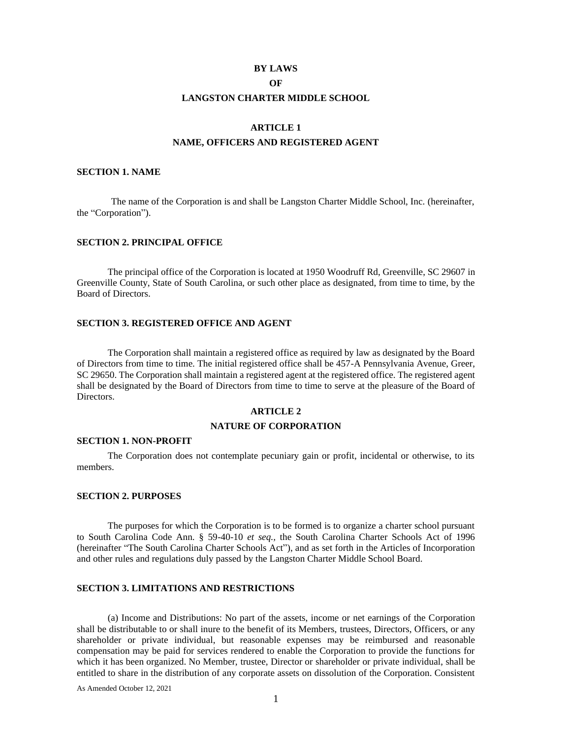# BY LAWS

# OF

# LANGSTON CHARTER MIDDLE SCHOOL

## ARTICLE 1

## NAME, OFFICERS AND REGISTERED AGENT

### SECTION 1. NAME

The name of the Corporation is and shall be Langston Charter Middle School, Inc. (hereinafter, the "Corporation").

### SECTION 2. PRINCIPAL OFFICE

The principal office of the Corporation is located at 1950 Woodruff Rd, Greenville, SC 29607 in Greenville County, State of South Carolina, or such other place as designated, from time to time, by the Board of Directors.

### SECTION 3. REGISTERED OFFICE AND AGENT

The Corporation shall maintain a registered office as required by law as designated by the Board of Directors from time to time. The initial registered office shall be 457-A Pennsylvania Avenue, Greer, SC 29650. The Corporation shall maintain a registered agent at the registered office. The registered agent shall be designated by the Board of Directors from time to time to serve at the pleasure of the Board of Directors.

## ARTICLE 2

## NATURE OF CORPORATION

### SECTION 1. NON-PROFIT

The Corporation does not contemplate pecuniary gain or profit, incidental or otherwise, to its members.

### SECTION 2. PURPOSES

The purposes for which the Corporation is to be formed is to organize a charter school pursuant to South Carolina Code Ann. § 59-40-10 *et seq.*, the South Carolina Charter Schools Act of 1996 (hereinafter "The South Carolina Charter Schools Act"), and as set forth in the Articles of Incorporation and other rules and regulations duly passed by the Langston Charter Middle School Board.

### SECTION 3. LIMITATIONS AND RESTRICTIONS

(a) Income and Distributions: No part of the assets, income or net earnings of the Corporation shall be distributable to or shall inure to the benefit of its Members, trustees, Directors, Officers, or any shareholder or private individual, but reasonable expenses may be reimbursed and reasonable compensation may be paid for services rendered to enable the Corporation to provide the functions for which it has been organized. No Member, trustee, Director or shareholder or private individual, shall be entitled to share in the distribution of any corporate assets on dissolution of the Corporation. Consistent

As Amended October 12, 2021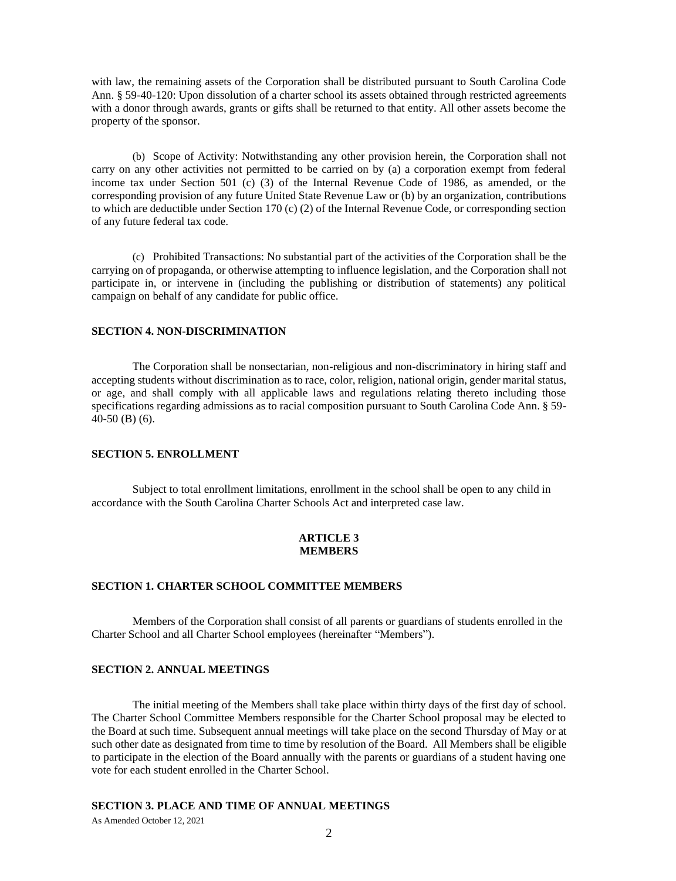with law, the remaining assets of the Corporation shall be distributed pursuant to South Carolina Code Ann. § 59-40-120: Upon dissolution of a charter school its assets obtained through restricted agreements with a donor through awards, grants or gifts shall be returned to that entity. All other assets become the property of the sponsor.

(b) Scope of Activity: Notwithstanding any other provision herein, the Corporation shall not carry on any other activities not permitted to be carried on by (a) a corporation exempt from federal income tax under Section 501 (c) (3) of the Internal Revenue Code of 1986, as amended, or the corresponding provision of any future United State Revenue Law or (b) by an organization, contributions to which are deductible under Section 170 (c) (2) of the Internal Revenue Code, or corresponding section of any future federal tax code.

(c) Prohibited Transactions: No substantial part of the activities of the Corporation shall be the carrying on of propaganda, or otherwise attempting to influence legislation, and the Corporation shall not participate in, or intervene in (including the publishing or distribution of statements) any political campaign on behalf of any candidate for public office.

**SECTION 4. NON-DISCRIMINATION**

The Corporation shall be nonsectarian, non-religious and non-discriminatory in hiring staff and accepting students without discrimination as to race, color, religion, national origin, gender marital status, or age, and shall comply with all applicable laws and regulations relating thereto including those specifications regarding admissions as to racial composition pursuant to South Carolina Code Ann. § 59-40-50 (B) (6).

**SECTION 5. ENROLLMENT**

Subject to total enrollment limitations, enrollment in the school shall be open to any child in accordance with the South Carolina Charter Schools Act and interpreted case law.

## ARTICLE 3
## MEMBERS

**SECTION 1. CHARTER SCHOOL COMMITTEE MEMBERS**

Members of the Corporation shall consist of all parents or guardians of students enrolled in the Charter School and all Charter School employees (hereinafter "Members").

**SECTION 2. ANNUAL MEETINGS**

The initial meeting of the Members shall take place within thirty days of the first day of school. The Charter School Committee Members responsible for the Charter School proposal may be elected to the Board at such time. Subsequent annual meetings will take place on the second Thursday of May or at such other date as designated from time to time by resolution of the Board. All Members shall be eligible to participate in the election of the Board annually with the parents or guardians of a student having one vote for each student enrolled in the Charter School.

**SECTION 3. PLACE AND TIME OF ANNUAL MEETINGS**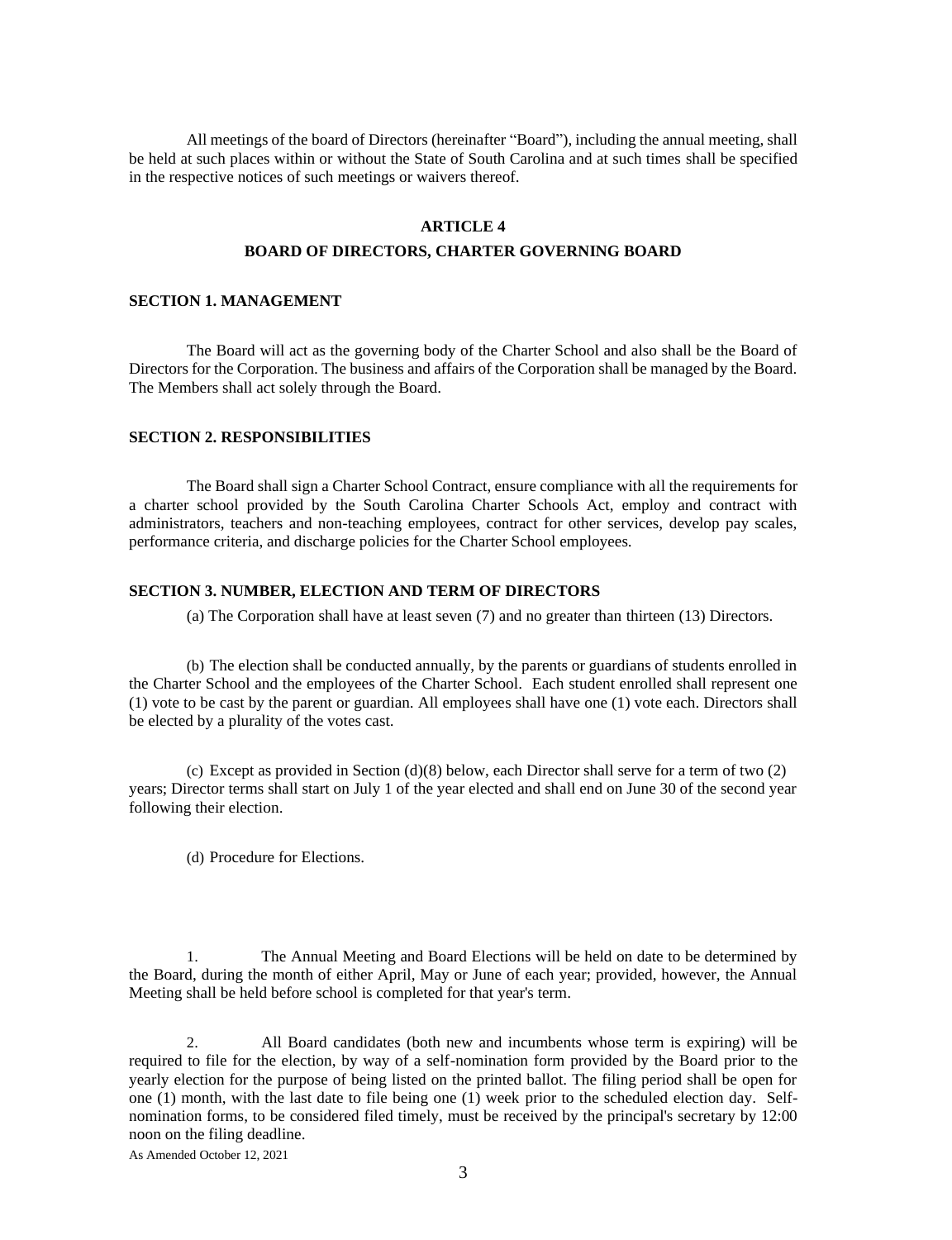All meetings of the board of Directors (hereinafter "Board"), including the annual meeting, shall be held at such places within or without the State of South Carolina and at such times shall be specified in the respective notices of such meetings or waivers thereof.

## ARTICLE 4

## BOARD OF DIRECTORS, CHARTER GOVERNING BOARD

### SECTION 1. MANAGEMENT

The Board will act as the governing body of the Charter School and also shall be the Board of Directors for the Corporation. The business and affairs of the Corporation shall be managed by the Board. The Members shall act solely through the Board.

### SECTION 2. RESPONSIBILITIES

The Board shall sign a Charter School Contract, ensure compliance with all the requirements for a charter school provided by the South Carolina Charter Schools Act, employ and contract with administrators, teachers and non-teaching employees, contract for other services, develop pay scales, performance criteria, and discharge policies for the Charter School employees.

### SECTION 3. NUMBER, ELECTION AND TERM OF DIRECTORS

(a) The Corporation shall have at least seven (7) and no greater than thirteen (13) Directors.

(b) The election shall be conducted annually, by the parents or guardians of students enrolled in the Charter School and the employees of the Charter School. Each student enrolled shall represent one (1) vote to be cast by the parent or guardian. All employees shall have one (1) vote each. Directors shall be elected by a plurality of the votes cast.

(c) Except as provided in Section (d)(8) below, each Director shall serve for a term of two (2) years; Director terms shall start on July 1 of the year elected and shall end on June 30 of the second year following their election.

(d) Procedure for Elections.

1. The Annual Meeting and Board Elections will be held on date to be determined by the Board, during the month of either April, May or June of each year; provided, however, the Annual Meeting shall be held before school is completed for that year's term.

2. All Board candidates (both new and incumbents whose term is expiring) will be required to file for the election, by way of a self-nomination form provided by the Board prior to the yearly election for the purpose of being listed on the printed ballot. The filing period shall be open for one (1) month, with the last date to file being one (1) week prior to the scheduled election day. Self-nomination forms, to be considered filed timely, must be received by the principal's secretary by 12:00 noon on the filing deadline.

As Amended October 12, 2021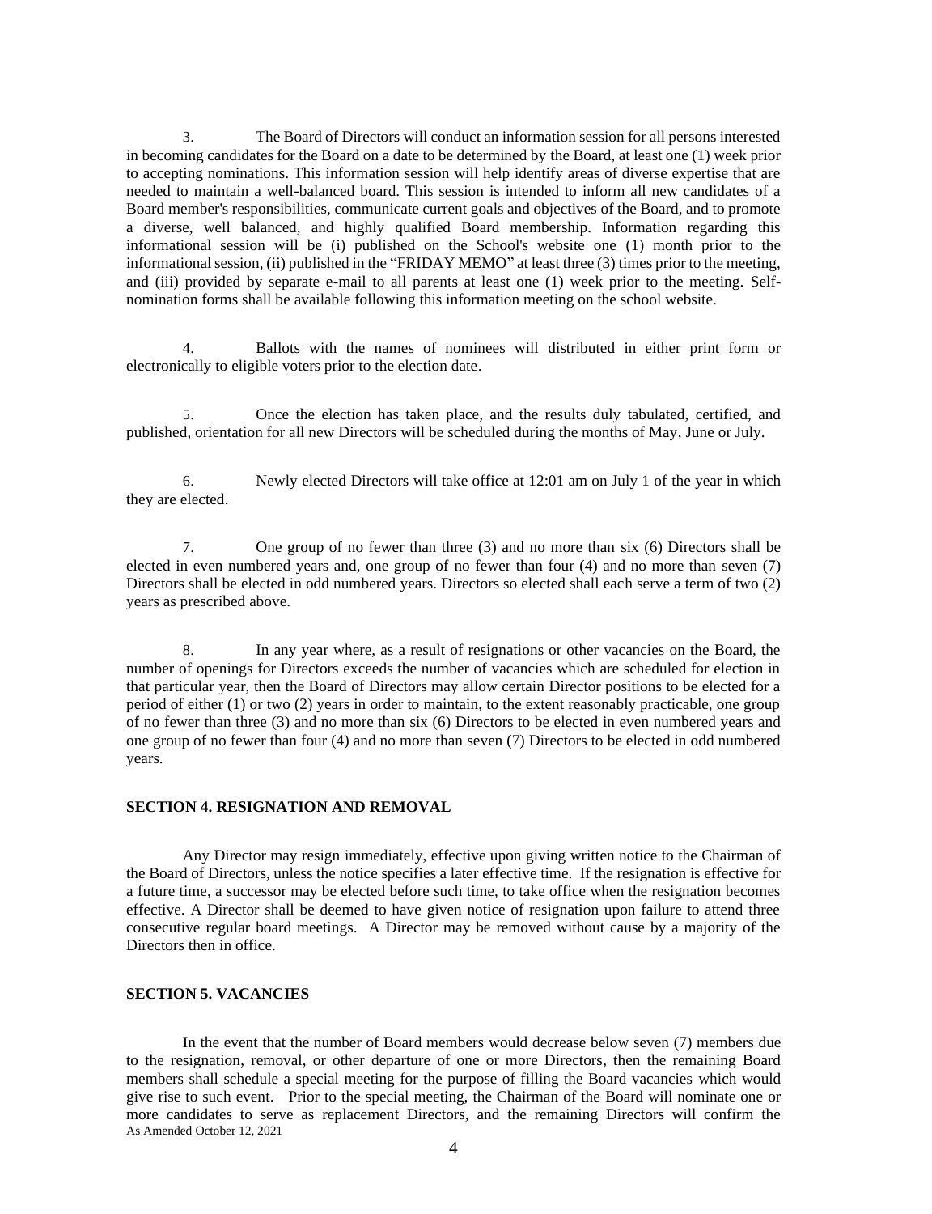3. The Board of Directors will conduct an information session for all persons interested in becoming candidates for the Board on a date to be determined by the Board, at least one (1) week prior to accepting nominations. This information session will help identify areas of diverse expertise that are needed to maintain a well-balanced board. This session is intended to inform all new candidates of a Board member's responsibilities, communicate current goals and objectives of the Board, and to promote a diverse, well balanced, and highly qualified Board membership. Information regarding this informational session will be (i) published on the School's website one (1) month prior to the informational session, (ii) published in the "FRIDAY MEMO" at least three (3) times prior to the meeting, and (iii) provided by separate e-mail to all parents at least one (1) week prior to the meeting. Self-nomination forms shall be available following this information meeting on the school website.

4. Ballots with the names of nominees will distributed in either print form or electronically to eligible voters prior to the election date.

5. Once the election has taken place, and the results duly tabulated, certified, and published, orientation for all new Directors will be scheduled during the months of May, June or July.

6. Newly elected Directors will take office at 12:01 am on July 1 of the year in which they are elected.

7. One group of no fewer than three (3) and no more than six (6) Directors shall be elected in even numbered years and, one group of no fewer than four (4) and no more than seven (7) Directors shall be elected in odd numbered years. Directors so elected shall each serve a term of two (2) years as prescribed above.

8. In any year where, as a result of resignations or other vacancies on the Board, the number of openings for Directors exceeds the number of vacancies which are scheduled for election in that particular year, then the Board of Directors may allow certain Director positions to be elected for a period of either (1) or two (2) years in order to maintain, to the extent reasonably practicable, one group of no fewer than three (3) and no more than six (6) Directors to be elected in even numbered years and one group of no fewer than four (4) and no more than seven (7) Directors to be elected in odd numbered years.

**SECTION 4. RESIGNATION AND REMOVAL**

Any Director may resign immediately, effective upon giving written notice to the Chairman of the Board of Directors, unless the notice specifies a later effective time. If the resignation is effective for a future time, a successor may be elected before such time, to take office when the resignation becomes effective. A Director shall be deemed to have given notice of resignation upon failure to attend three consecutive regular board meetings. A Director may be removed without cause by a majority of the Directors then in office.

**SECTION 5. VACANCIES**

In the event that the number of Board members would decrease below seven (7) members due to the resignation, removal, or other departure of one or more Directors, then the remaining Board members shall schedule a special meeting for the purpose of filling the Board vacancies which would give rise to such event. Prior to the special meeting, the Chairman of the Board will nominate one or more candidates to serve as replacement Directors, and the remaining Directors will confirm the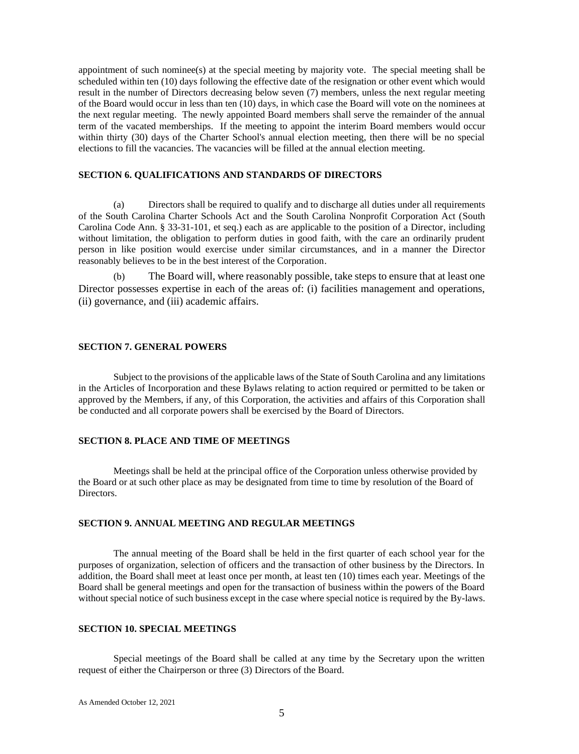appointment of such nominee(s) at the special meeting by majority vote. The special meeting shall be scheduled within ten (10) days following the effective date of the resignation or other event which would result in the number of Directors decreasing below seven (7) members, unless the next regular meeting of the Board would occur in less than ten (10) days, in which case the Board will vote on the nominees at the next regular meeting. The newly appointed Board members shall serve the remainder of the annual term of the vacated memberships. If the meeting to appoint the interim Board members would occur within thirty (30) days of the Charter School's annual election meeting, then there will be no special elections to fill the vacancies. The vacancies will be filled at the annual election meeting.

## SECTION 6. QUALIFICATIONS AND STANDARDS OF DIRECTORS

(a) Directors shall be required to qualify and to discharge all duties under all requirements of the South Carolina Charter Schools Act and the South Carolina Nonprofit Corporation Act (South Carolina Code Ann. § 33-31-101, et seq.) each as are applicable to the position of a Director, including without limitation, the obligation to perform duties in good faith, with the care an ordinarily prudent person in like position would exercise under similar circumstances, and in a manner the Director reasonably believes to be in the best interest of the Corporation.

(b) The Board will, where reasonably possible, take steps to ensure that at least one Director possesses expertise in each of the areas of: (i) facilities management and operations, (ii) governance, and (iii) academic affairs.

## SECTION 7. GENERAL POWERS

Subject to the provisions of the applicable laws of the State of South Carolina and any limitations in the Articles of Incorporation and these Bylaws relating to action required or permitted to be taken or approved by the Members, if any, of this Corporation, the activities and affairs of this Corporation shall be conducted and all corporate powers shall be exercised by the Board of Directors.

## SECTION 8. PLACE AND TIME OF MEETINGS

Meetings shall be held at the principal office of the Corporation unless otherwise provided by the Board or at such other place as may be designated from time to time by resolution of the Board of Directors.

## SECTION 9. ANNUAL MEETING AND REGULAR MEETINGS

The annual meeting of the Board shall be held in the first quarter of each school year for the purposes of organization, selection of officers and the transaction of other business by the Directors. In addition, the Board shall meet at least once per month, at least ten (10) times each year. Meetings of the Board shall be general meetings and open for the transaction of business within the powers of the Board without special notice of such business except in the case where special notice is required by the By-laws.

## SECTION 10. SPECIAL MEETINGS

Special meetings of the Board shall be called at any time by the Secretary upon the written request of either the Chairperson or three (3) Directors of the Board.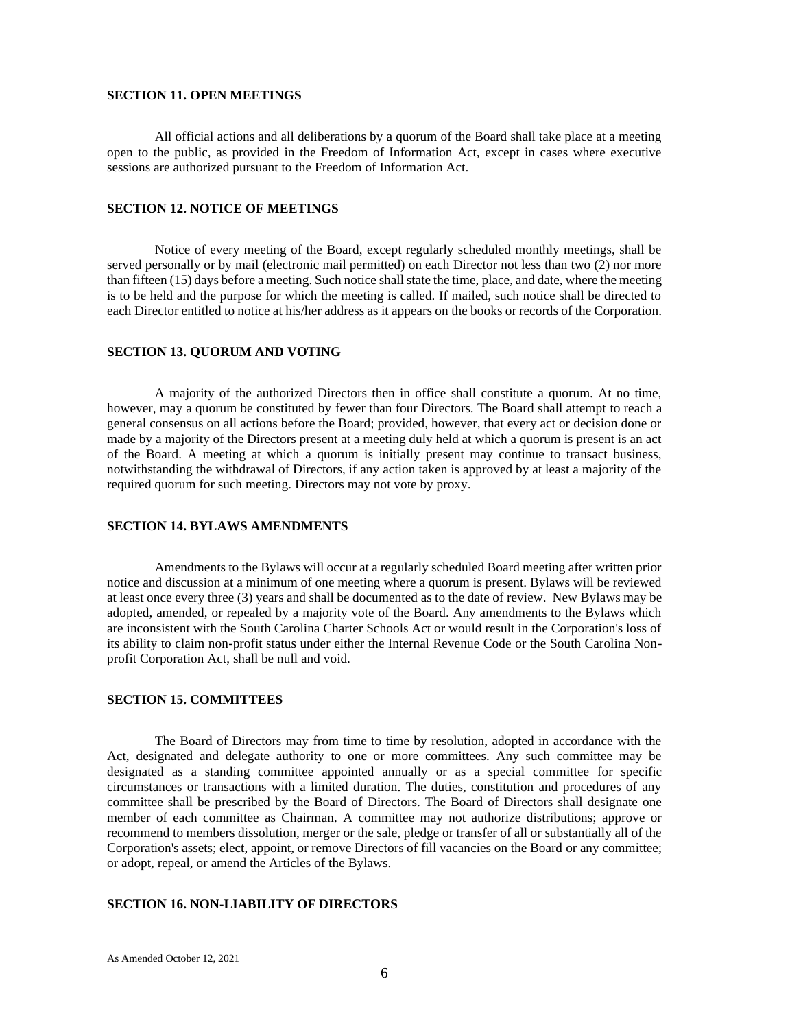**SECTION 11. OPEN MEETINGS**

All official actions and all deliberations by a quorum of the Board shall take place at a meeting open to the public, as provided in the Freedom of Information Act, except in cases where executive sessions are authorized pursuant to the Freedom of Information Act.

**SECTION 12. NOTICE OF MEETINGS**

Notice of every meeting of the Board, except regularly scheduled monthly meetings, shall be served personally or by mail (electronic mail permitted) on each Director not less than two (2) nor more than fifteen (15) days before a meeting. Such notice shall state the time, place, and date, where the meeting is to be held and the purpose for which the meeting is called. If mailed, such notice shall be directed to each Director entitled to notice at his/her address as it appears on the books or records of the Corporation.

**SECTION 13. QUORUM AND VOTING**

A majority of the authorized Directors then in office shall constitute a quorum. At no time, however, may a quorum be constituted by fewer than four Directors. The Board shall attempt to reach a general consensus on all actions before the Board; provided, however, that every act or decision done or made by a majority of the Directors present at a meeting duly held at which a quorum is present is an act of the Board. A meeting at which a quorum is initially present may continue to transact business, notwithstanding the withdrawal of Directors, if any action taken is approved by at least a majority of the required quorum for such meeting. Directors may not vote by proxy.

**SECTION 14. BYLAWS AMENDMENTS**

Amendments to the Bylaws will occur at a regularly scheduled Board meeting after written prior notice and discussion at a minimum of one meeting where a quorum is present. Bylaws will be reviewed at least once every three (3) years and shall be documented as to the date of review. New Bylaws may be adopted, amended, or repealed by a majority vote of the Board. Any amendments to the Bylaws which are inconsistent with the South Carolina Charter Schools Act or would result in the Corporation's loss of its ability to claim non-profit status under either the Internal Revenue Code or the South Carolina Non-profit Corporation Act, shall be null and void.

**SECTION 15. COMMITTEES**

The Board of Directors may from time to time by resolution, adopted in accordance with the Act, designated and delegate authority to one or more committees. Any such committee may be designated as a standing committee appointed annually or as a special committee for specific circumstances or transactions with a limited duration. The duties, constitution and procedures of any committee shall be prescribed by the Board of Directors. The Board of Directors shall designate one member of each committee as Chairman. A committee may not authorize distributions; approve or recommend to members dissolution, merger or the sale, pledge or transfer of all or substantially all of the Corporation's assets; elect, appoint, or remove Directors of fill vacancies on the Board or any committee; or adopt, repeal, or amend the Articles of the Bylaws.

**SECTION 16. NON-LIABILITY OF DIRECTORS**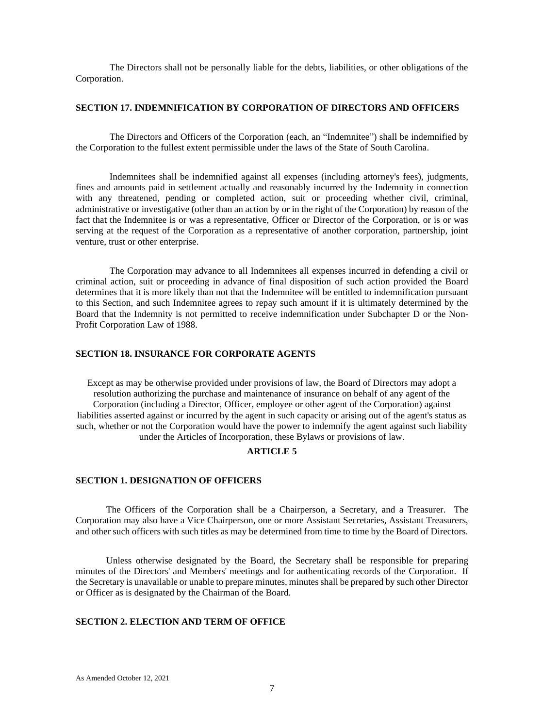The Directors shall not be personally liable for the debts, liabilities, or other obligations of the Corporation.

**SECTION 17. INDEMNIFICATION BY CORPORATION OF DIRECTORS AND OFFICERS**

The Directors and Officers of the Corporation (each, an "Indemnitee") shall be indemnified by the Corporation to the fullest extent permissible under the laws of the State of South Carolina.

Indemnitees shall be indemnified against all expenses (including attorney's fees), judgments, fines and amounts paid in settlement actually and reasonably incurred by the Indemnity in connection with any threatened, pending or completed action, suit or proceeding whether civil, criminal, administrative or investigative (other than an action by or in the right of the Corporation) by reason of the fact that the Indemnitee is or was a representative, Officer or Director of the Corporation, or is or was serving at the request of the Corporation as a representative of another corporation, partnership, joint venture, trust or other enterprise.

The Corporation may advance to all Indemnitees all expenses incurred in defending a civil or criminal action, suit or proceeding in advance of final disposition of such action provided the Board determines that it is more likely than not that the Indemnitee will be entitled to indemnification pursuant to this Section, and such Indemnitee agrees to repay such amount if it is ultimately determined by the Board that the Indemnity is not permitted to receive indemnification under Subchapter D or the Non-Profit Corporation Law of 1988.

**SECTION 18. INSURANCE FOR CORPORATE AGENTS**

Except as may be otherwise provided under provisions of law, the Board of Directors may adopt a resolution authorizing the purchase and maintenance of insurance on behalf of any agent of the Corporation (including a Director, Officer, employee or other agent of the Corporation) against liabilities asserted against or incurred by the agent in such capacity or arising out of the agent's status as such, whether or not the Corporation would have the power to indemnify the agent against such liability under the Articles of Incorporation, these Bylaws or provisions of law.

## ARTICLE 5

**SECTION 1. DESIGNATION OF OFFICERS**

The Officers of the Corporation shall be a Chairperson, a Secretary, and a Treasurer. The Corporation may also have a Vice Chairperson, one or more Assistant Secretaries, Assistant Treasurers, and other such officers with such titles as may be determined from time to time by the Board of Directors.

Unless otherwise designated by the Board, the Secretary shall be responsible for preparing minutes of the Directors' and Members' meetings and for authenticating records of the Corporation. If the Secretary is unavailable or unable to prepare minutes, minutes shall be prepared by such other Director or Officer as is designated by the Chairman of the Board.

**SECTION 2. ELECTION AND TERM OF OFFICE**

As Amended October 12, 2021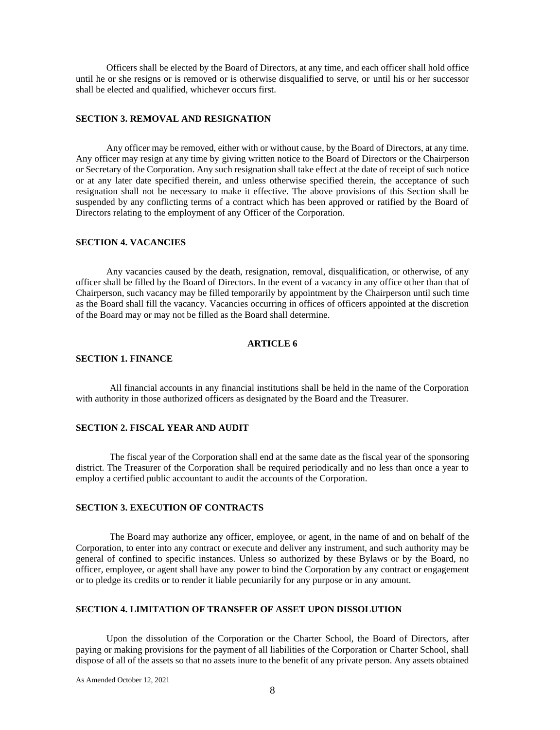Officers shall be elected by the Board of Directors, at any time, and each officer shall hold office until he or she resigns or is removed or is otherwise disqualified to serve, or until his or her successor shall be elected and qualified, whichever occurs first.

**SECTION 3. REMOVAL AND RESIGNATION**

Any officer may be removed, either with or without cause, by the Board of Directors, at any time. Any officer may resign at any time by giving written notice to the Board of Directors or the Chairperson or Secretary of the Corporation. Any such resignation shall take effect at the date of receipt of such notice or at any later date specified therein, and unless otherwise specified therein, the acceptance of such resignation shall not be necessary to make it effective. The above provisions of this Section shall be suspended by any conflicting terms of a contract which has been approved or ratified by the Board of Directors relating to the employment of any Officer of the Corporation.

**SECTION 4. VACANCIES**

Any vacancies caused by the death, resignation, removal, disqualification, or otherwise, of any officer shall be filled by the Board of Directors. In the event of a vacancy in any office other than that of Chairperson, such vacancy may be filled temporarily by appointment by the Chairperson until such time as the Board shall fill the vacancy. Vacancies occurring in offices of officers appointed at the discretion of the Board may or may not be filled as the Board shall determine.

## ARTICLE 6

**SECTION 1. FINANCE**

All financial accounts in any financial institutions shall be held in the name of the Corporation with authority in those authorized officers as designated by the Board and the Treasurer.

**SECTION 2. FISCAL YEAR AND AUDIT**

The fiscal year of the Corporation shall end at the same date as the fiscal year of the sponsoring district. The Treasurer of the Corporation shall be required periodically and no less than once a year to employ a certified public accountant to audit the accounts of the Corporation.

**SECTION 3. EXECUTION OF CONTRACTS**

The Board may authorize any officer, employee, or agent, in the name of and on behalf of the Corporation, to enter into any contract or execute and deliver any instrument, and such authority may be general of confined to specific instances. Unless so authorized by these Bylaws or by the Board, no officer, employee, or agent shall have any power to bind the Corporation by any contract or engagement or to pledge its credits or to render it liable pecuniarily for any purpose or in any amount.

**SECTION 4. LIMITATION OF TRANSFER OF ASSET UPON DISSOLUTION**

Upon the dissolution of the Corporation or the Charter School, the Board of Directors, after paying or making provisions for the payment of all liabilities of the Corporation or Charter School, shall dispose of all of the assets so that no assets inure to the benefit of any private person. Any assets obtained

As Amended October 12, 2021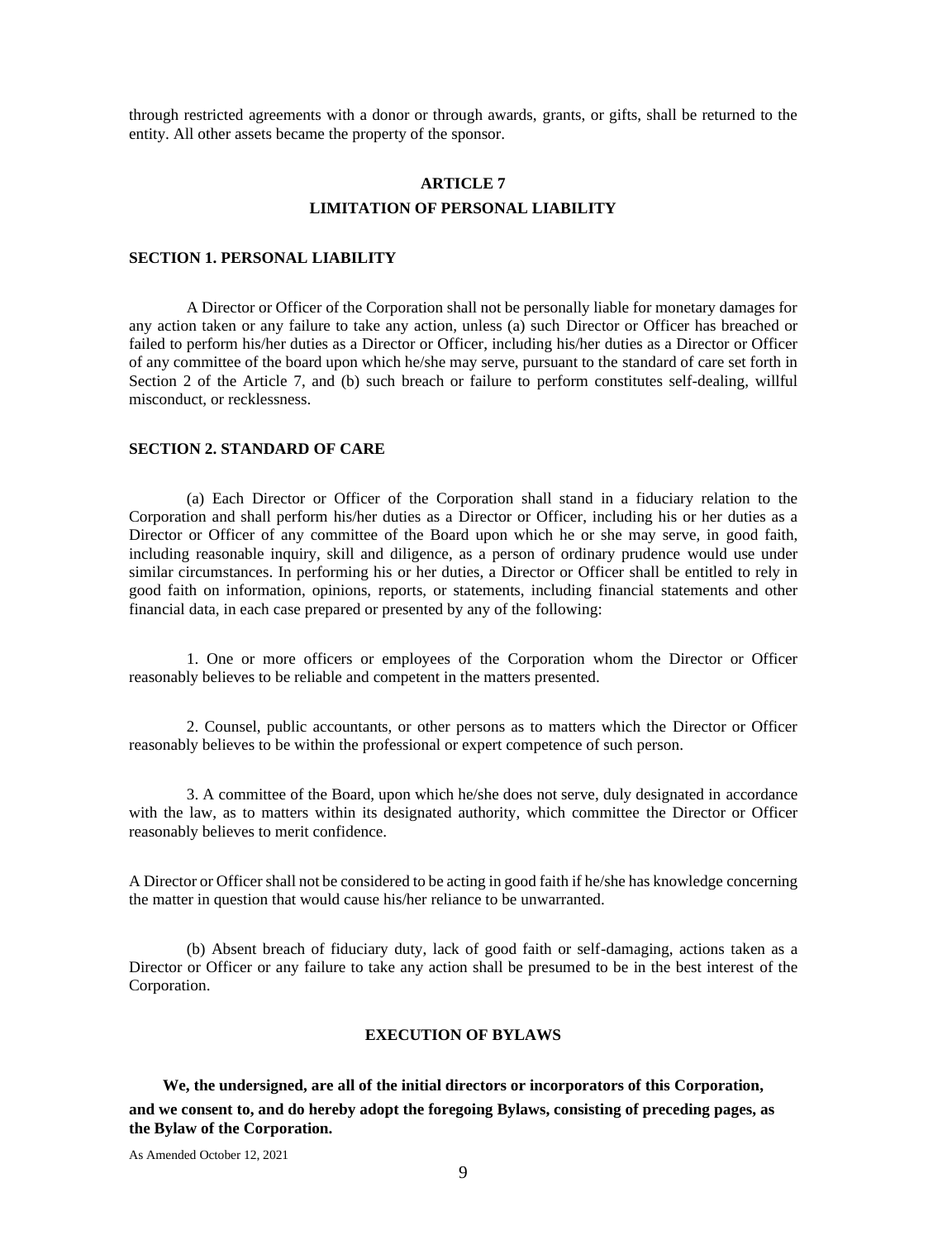through restricted agreements with a donor or through awards, grants, or gifts, shall be returned to the entity. All other assets became the property of the sponsor.

## ARTICLE 7

## LIMITATION OF PERSONAL LIABILITY

### SECTION 1. PERSONAL LIABILITY

A Director or Officer of the Corporation shall not be personally liable for monetary damages for any action taken or any failure to take any action, unless (a) such Director or Officer has breached or failed to perform his/her duties as a Director or Officer, including his/her duties as a Director or Officer of any committee of the board upon which he/she may serve, pursuant to the standard of care set forth in Section 2 of the Article 7, and (b) such breach or failure to perform constitutes self-dealing, willful misconduct, or recklessness.

### SECTION 2. STANDARD OF CARE

(a) Each Director or Officer of the Corporation shall stand in a fiduciary relation to the Corporation and shall perform his/her duties as a Director or Officer, including his or her duties as a Director or Officer of any committee of the Board upon which he or she may serve, in good faith, including reasonable inquiry, skill and diligence, as a person of ordinary prudence would use under similar circumstances. In performing his or her duties, a Director or Officer shall be entitled to rely in good faith on information, opinions, reports, or statements, including financial statements and other financial data, in each case prepared or presented by any of the following:

1. One or more officers or employees of the Corporation whom the Director or Officer reasonably believes to be reliable and competent in the matters presented.

2. Counsel, public accountants, or other persons as to matters which the Director or Officer reasonably believes to be within the professional or expert competence of such person.

3. A committee of the Board, upon which he/she does not serve, duly designated in accordance with the law, as to matters within its designated authority, which committee the Director or Officer reasonably believes to merit confidence.

A Director or Officer shall not be considered to be acting in good faith if he/she has knowledge concerning the matter in question that would cause his/her reliance to be unwarranted.

(b) Absent breach of fiduciary duty, lack of good faith or self-damaging, actions taken as a Director or Officer or any failure to take any action shall be presumed to be in the best interest of the Corporation.

## EXECUTION OF BYLAWS

**We, the undersigned, are all of the initial directors or incorporators of this Corporation, and we consent to, and do hereby adopt the foregoing Bylaws, consisting of preceding pages, as the Bylaw of the Corporation.**

As Amended October 12, 2021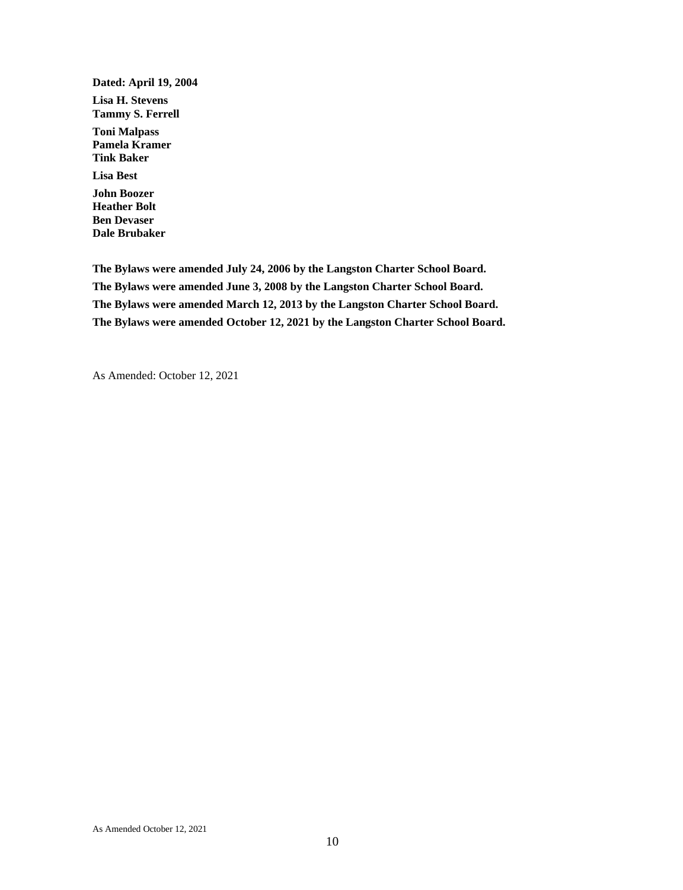**Dated: April 19, 2004**

**Lisa H. Stevens**
**Tammy S. Ferrell**

**Toni Malpass**
**Pamela Kramer**
**Tink Baker**

**Lisa Best**

**John Boozer**
**Heather Bolt**
**Ben Devaser**
**Dale Brubaker**

**The Bylaws were amended July 24, 2006 by the Langston Charter School Board.**

**The Bylaws were amended June 3, 2008 by the Langston Charter School Board.**

**The Bylaws were amended March 12, 2013 by the Langston Charter School Board.**

**The Bylaws were amended October 12, 2021 by the Langston Charter School Board.**

As Amended: October 12, 2021